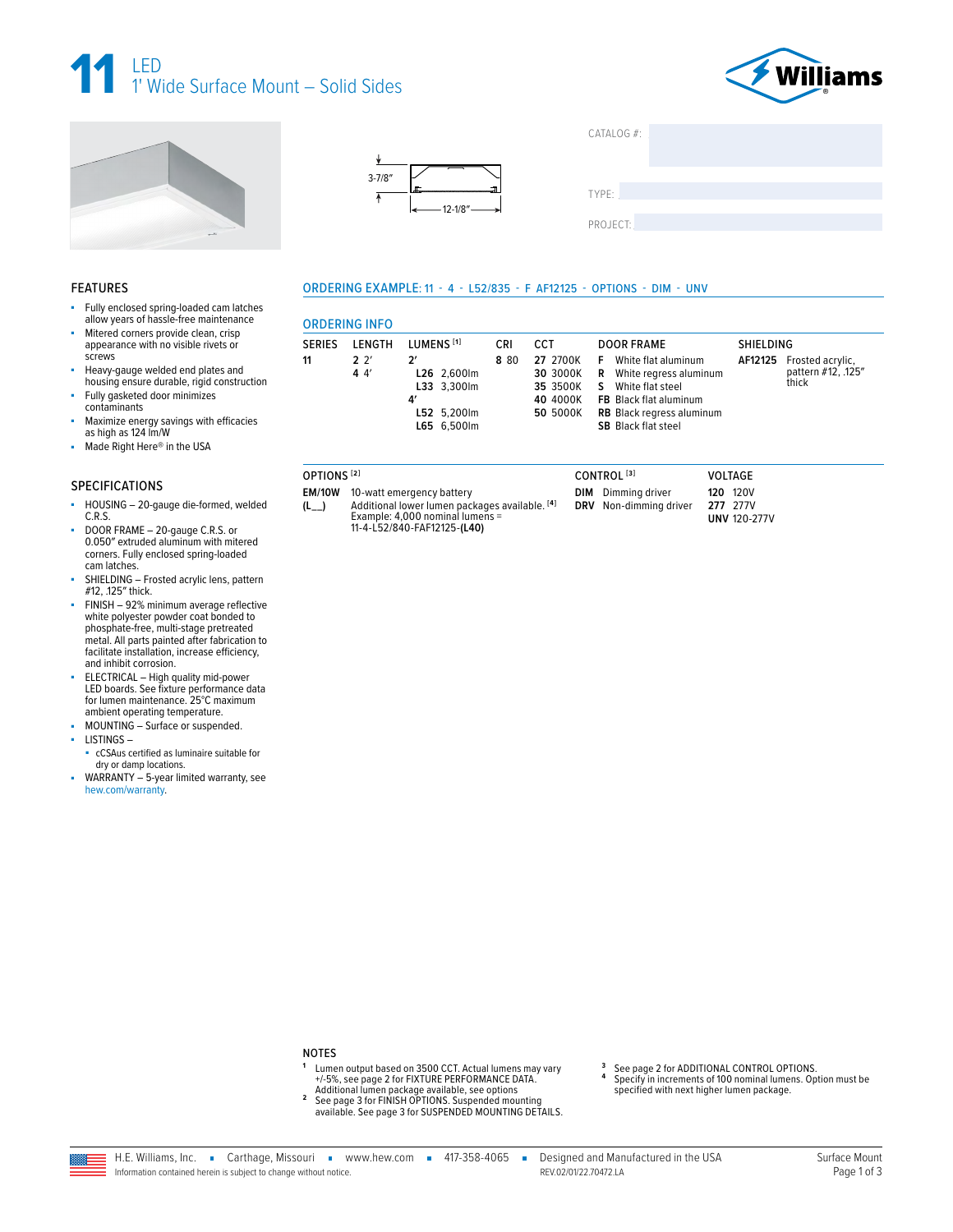# 11 LED

## 1' Wide Surface Mount – Solid Sides

3-7/8″

12-1/8″

CATALOG #:

TYPE:

PROJECT:

## FEATURES

- Fully enclosed spring-loaded cam latches allow years of hassle-free maintenance
- Mitered corners provide clean, crisp appearance with no visible rivets or screws
- Heavy-gauge welded end plates and housing ensure durable, rigid construction
- Fully gasketed door minimizes contaminants
- Maximize energy savings with efficacies as high as 124 lm/W
- Made Right Here® in the USA

## SPECIFICATIONS

- HOUSING – 20-gauge die-formed, welded C.R.S.
- DOOR FRAME – 20-gauge C.R.S. or 0.050″ extruded aluminum with mitered corners. Fully enclosed spring-loaded cam latches.
- SHIELDING – Frosted acrylic lens, pattern #12, .125″ thick.
- FINISH – 92% minimum average reflective white polyester powder coat bonded to phosphate-free, multi-stage pretreated metal. All parts painted after fabrication to facilitate installation, increase efficiency, and inhibit corrosion.
- ELECTRICAL – High quality mid-power LED boards. See fixture performance data for lumen maintenance. 25°C maximum ambient operating temperature.
- MOUNTING – Surface or suspended.
- LISTINGS –
  - cCSAus certified as luminaire suitable for dry or damp locations.
- WARRANTY – 5-year limited warranty, see hew.com/warranty.

**ORDERING EXAMPLE:** 11 - 4 - L52/835 - F AF12125 - OPTIONS - DIM - UNV

## ORDERING INFO

| SERIES | LENGTH | LUMENS [1] | CRI | CCT | DOOR FRAME | SHIELDING |
|---|---|---|---|---|---|---|
| **11** | **2** 2′ | **2′** | **8** 80 | **27** 2700K | **F** White flat aluminum | **AF12125** Frosted acrylic, pattern #12, .125″ thick |
| | **4** 4′ | **L26** 2,600lm | | **30** 3000K | **R** White regress aluminum | |
| | | **L33** 3,300lm | | **35** 3500K | **S** White flat steel | |
| | | **4′** | | **40** 4000K | **FB** Black flat aluminum | |
| | | **L52** 5,200lm | | **50** 5000K | **RB** Black regress aluminum | |
| | | **L65** 6,500lm | | | **SB** Black flat steel | |

| OPTIONS [2] | | CONTROL [3] | VOLTAGE |
|---|---|---|---|
| **EM/10W** | 10-watt emergency battery | **DIM** Dimming driver | **120** 120V |
| **(L__)** | Additional lower lumen packages available. [4] Example: 4,000 nominal lumens = 11-4-L52/840-FAF12125-**(L40)** | **DRV** Non-dimming driver | **277** 277V |
| | | | **UNV** 120-277V |

## NOTES

1. Lumen output based on 3500 CCT. Actual lumens may vary +/-5%, see page 2 for FIXTURE PERFORMANCE DATA. Additional lumen package available, see options
2. See page 2 for FINISH OPTIONS. Suspended mounting available. See page 3 for SUSPENDED MOUNTING DETAILS.
3. See page 2 for ADDITIONAL CONTROL OPTIONS.
4. Specify in increments of 100 nominal lumens. Option must be specified with next higher lumen package.

H.E. Williams, Inc. ▪ Carthage, Missouri ▪ www.hew.com ▪ 417-358-4065 ▪ Designed and Manufactured in the USA

Information contained herein is subject to change without notice. REV.02/01/22.70472.LA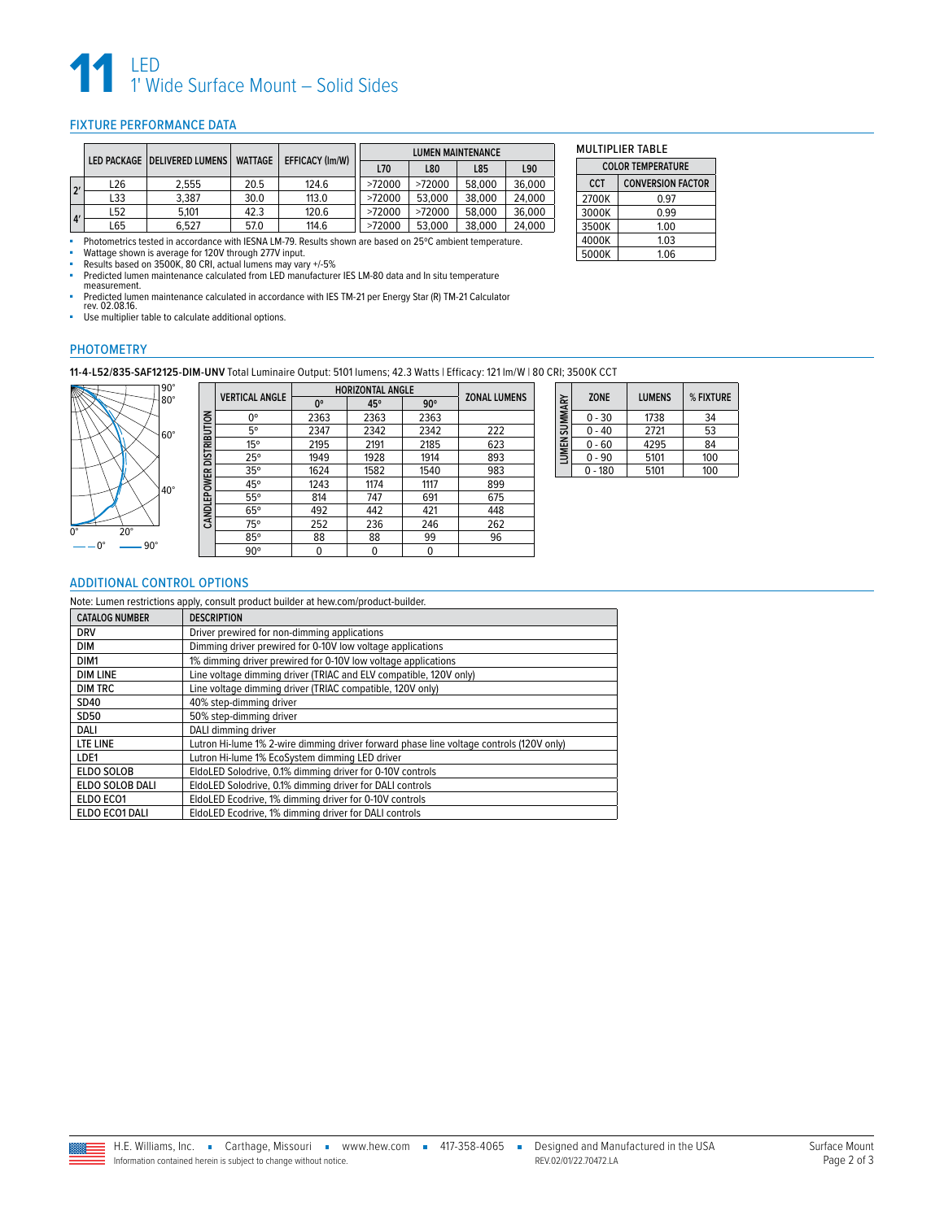# 11 LED
## 1' Wide Surface Mount – Solid Sides

### FIXTURE PERFORMANCE DATA

| | LED PACKAGE | DELIVERED LUMENS | WATTAGE | EFFICACY (lm/W) | LUMEN MAINTENANCE | | | |
|---|---|---|---|---|---|---|---|---|
| | | | | | L70 | L80 | L85 | L90 |
| 2' | L26 | 2,555 | 20.5 | 124.6 | >72000 | >72000 | 58,000 | 36,000 |
| 2' | L33 | 3,387 | 30.0 | 113.0 | >72000 | 53,000 | 38,000 | 24,000 |
| 4' | L52 | 5,101 | 42.3 | 120.6 | >72000 | >72000 | 58,000 | 36,000 |
| 4' | L65 | 6,527 | 57.0 | 114.6 | >72000 | 53,000 | 38,000 | 24,000 |

- Photometrics tested in accordance with IESNA LM-79. Results shown are based on 25ºC ambient temperature.
- Wattage shown is average for 120V through 277V input.
- Results based on 3500K, 80 CRI, actual lumens may vary +/-5%
- Predicted lumen maintenance calculated from LED manufacturer IES LM-80 data and In situ temperature measurement.
- Predicted lumen maintenance calculated in accordance with IES TM-21 per Energy Star (R) TM-21 Calculator rev. 02.08.16.
- Use multiplier table to calculate additional options.

**MULTIPLIER TABLE**

| COLOR TEMPERATURE | |
|---|---|
| CCT | CONVERSION FACTOR |
| 2700K | 0.97 |
| 3000K | 0.99 |
| 3500K | 1.00 |
| 4000K | 1.03 |
| 5000K | 1.06 |

### PHOTOMETRY

**11-4-L52/835-SAF12125-DIM-UNV** Total Luminaire Output: 5101 lumens; 42.3 Watts | Efficacy: 121 lm/W | 80 CRI; 3500K CCT

**CANDLEPOWER DISTRIBUTION**

| VERTICAL ANGLE | HORIZONTAL ANGLE | | | ZONAL LUMENS |
|---|---|---|---|---|
| | 0° | 45° | 90° | |
| 0° | 2363 | 2363 | 2363 | |
| 5° | 2347 | 2342 | 2342 | 222 |
| 15° | 2195 | 2191 | 2185 | 623 |
| 25° | 1949 | 1928 | 1914 | 893 |
| 35° | 1624 | 1582 | 1540 | 983 |
| 45° | 1243 | 1174 | 1117 | 899 |
| 55° | 814 | 747 | 691 | 675 |
| 65° | 492 | 442 | 421 | 448 |
| 75° | 252 | 236 | 246 | 262 |
| 85° | 88 | 88 | 99 | 96 |
| 90° | 0 | 0 | 0 | |

**LUMEN SUMMARY**

| ZONE | LUMENS | % FIXTURE |
|---|---|---|
| 0 - 30 | 1738 | 34 |
| 0 - 40 | 2721 | 53 |
| 0 - 60 | 4295 | 84 |
| 0 - 90 | 5101 | 100 |
| 0 - 180 | 5101 | 100 |

### ADDITIONAL CONTROL OPTIONS

Note: Lumen restrictions apply, consult product builder at hew.com/product-builder.

| CATALOG NUMBER | DESCRIPTION |
|---|---|
| DRV | Driver prewired for non-dimming applications |
| DIM | Dimming driver prewired for 0-10V low voltage applications |
| DIM1 | 1% dimming driver prewired for 0-10V low voltage applications |
| DIM LINE | Line voltage dimming driver (TRIAC and ELV compatible, 120V only) |
| DIM TRC | Line voltage dimming driver (TRIAC compatible, 120V only) |
| SD40 | 40% step-dimming driver |
| SD50 | 50% step-dimming driver |
| DALI | DALI dimming driver |
| LTE LINE | Lutron Hi-lume 1% 2-wire dimming driver forward phase line voltage controls (120V only) |
| LDE1 | Lutron Hi-lume 1% EcoSystem dimming LED driver |
| ELDO SOLOB | EldoLED Solodrive, 0.1% dimming driver for 0-10V controls |
| ELDO SOLOB DALI | EldoLED Solodrive, 0.1% dimming driver for DALI controls |
| ELDO ECO1 | EldoLED Ecodrive, 1% dimming driver for 0-10V controls |
| ELDO ECO1 DALI | EldoLED Ecodrive, 1% dimming driver for DALI controls |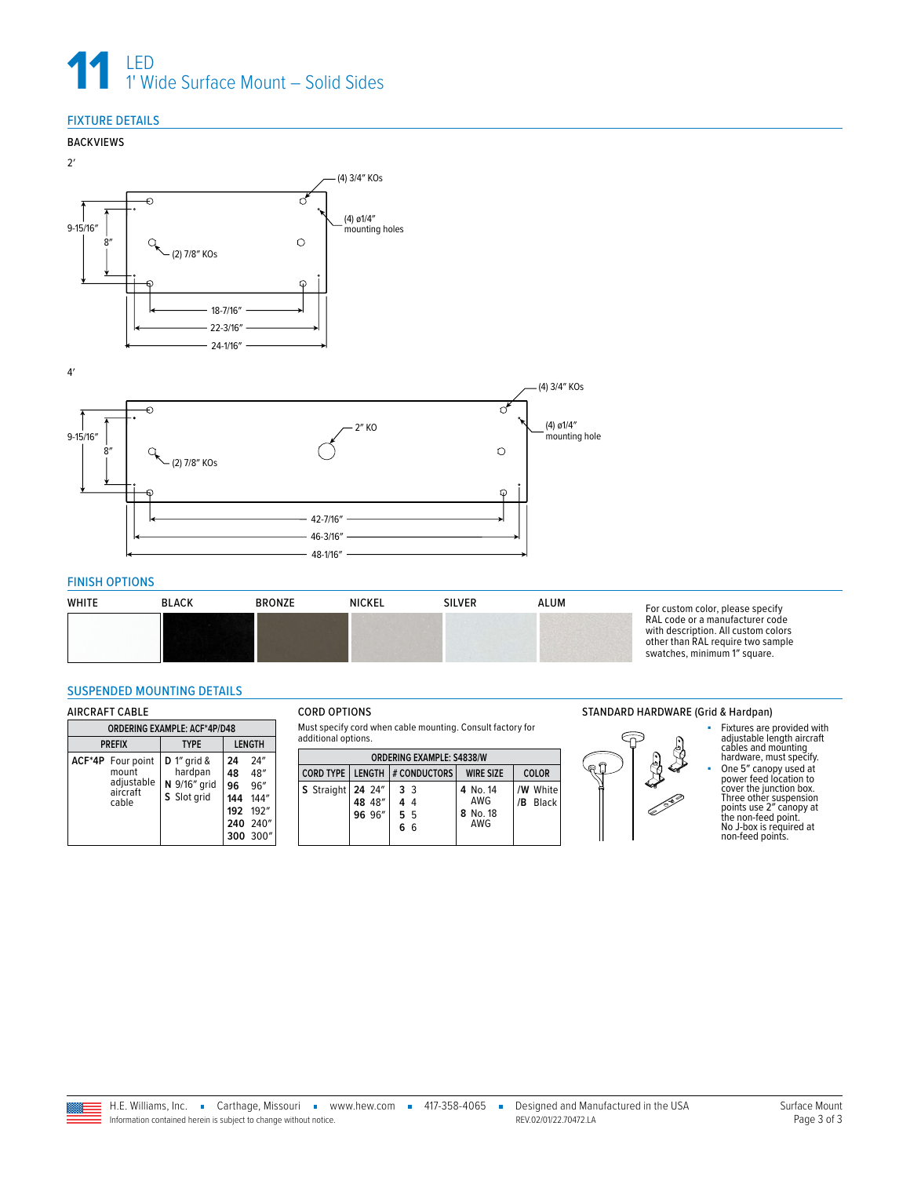# 11 LED
## 1' Wide Surface Mount – Solid Sides

## FIXTURE DETAILS

### BACKVIEWS

2'

(4) 3/4" KOs

(4) ø1/4" mounting holes

9-15/16"

8"

(2) 7/8" KOs

18-7/16"

22-3/16"

24-1/16"

4'

(4) 3/4" KOs

2" KO

(4) ø1/4" mounting hole

9-15/16"

8"

(2) 7/8" KOs

42-7/16"

46-3/16"

48-1/16"

## FINISH OPTIONS

WHITE | BLACK | BRONZE | NICKEL | SILVER | ALUM

For custom color, please specify RAL code or a manufacturer code with description. All custom colors other than RAL require two sample swatches, minimum 1" square.

## SUSPENDED MOUNTING DETAILS

### AIRCRAFT CABLE

| ORDERING EXAMPLE: ACF*4P/D48 | | | |
|---|---|---|---|
| PREFIX | | TYPE | LENGTH |
| ACF*4P | Four point mount adjustable aircraft cable | D 1" grid & hardpan<br>N 9/16" grid<br>S Slot grid | 24 24"<br>48 48"<br>96 96"<br>144 144"<br>192 192"<br>240 240"<br>300 300" |

### CORD OPTIONS

Must specify cord when cable mounting. Consult factory for additional options.

| ORDERING EXAMPLE: S4838/W | | | | |
|---|---|---|---|---|
| CORD TYPE | LENGTH | # CONDUCTORS | WIRE SIZE | COLOR |
| S Straight | 24 24"<br>48 48"<br>96 96" | 3 3<br>4 4<br>5 5<br>6 6 | 4 No. 14 AWG<br>8 No. 18 AWG | /W White<br>/B Black |

### STANDARD HARDWARE (Grid & Hardpan)

- Fixtures are provided with adjustable length aircraft cables and mounting hardware, must specify.
- One 5" canopy used at power feed location to cover the junction box. Three other suspension points use 2" canopy at the non-feed point. No J-box is required at non-feed points.

H.E. Williams, Inc. ▪ Carthage, Missouri ▪ www.hew.com ▪ 417-358-4065 ▪ Designed and Manufactured in the USA

Information contained herein is subject to change without notice.

REV.02/01/22.70472.LA